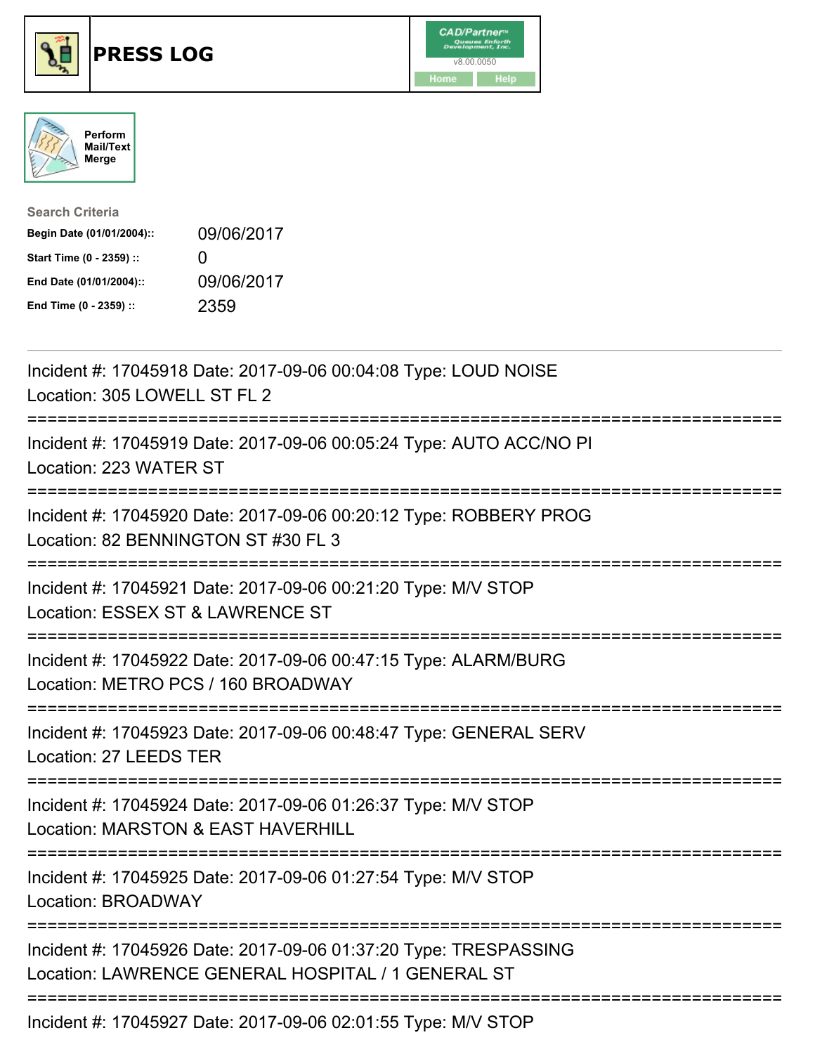# PRESS LOG

CAD/Partner™ v8.00.0050

Home | Help

Perform Mail/Text Merge

**Search Criteria**

| | |
|---|---|
| **Begin Date (01/01/2004)::** | 09/06/2017 |
| **Start Time (0 - 2359) ::** | 0 |
| **End Date (01/01/2004)::** | 09/06/2017 |
| **End Time (0 - 2359) ::** | 2359 |

---

Incident #: 17045918 Date: 2017-09-06 00:04:08 Type: LOUD NOISE
Location: 305 LOWELL ST FL 2

===========================================================================

Incident #: 17045919 Date: 2017-09-06 00:05:24 Type: AUTO ACC/NO PI
Location: 223 WATER ST

===========================================================================

Incident #: 17045920 Date: 2017-09-06 00:20:12 Type: ROBBERY PROG
Location: 82 BENNINGTON ST #30 FL 3

===========================================================================

Incident #: 17045921 Date: 2017-09-06 00:21:20 Type: M/V STOP
Location: ESSEX ST & LAWRENCE ST

===========================================================================

Incident #: 17045922 Date: 2017-09-06 00:47:15 Type: ALARM/BURG
Location: METRO PCS / 160 BROADWAY

===========================================================================

Incident #: 17045923 Date: 2017-09-06 00:48:47 Type: GENERAL SERV
Location: 27 LEEDS TER

===========================================================================

Incident #: 17045924 Date: 2017-09-06 01:26:37 Type: M/V STOP
Location: MARSTON & EAST HAVERHILL

===========================================================================

Incident #: 17045925 Date: 2017-09-06 01:27:54 Type: M/V STOP
Location: BROADWAY

===========================================================================

Incident #: 17045926 Date: 2017-09-06 01:37:20 Type: TRESPASSING
Location: LAWRENCE GENERAL HOSPITAL / 1 GENERAL ST

===========================================================================

Incident #: 17045927 Date: 2017-09-06 02:01:55 Type: M/V STOP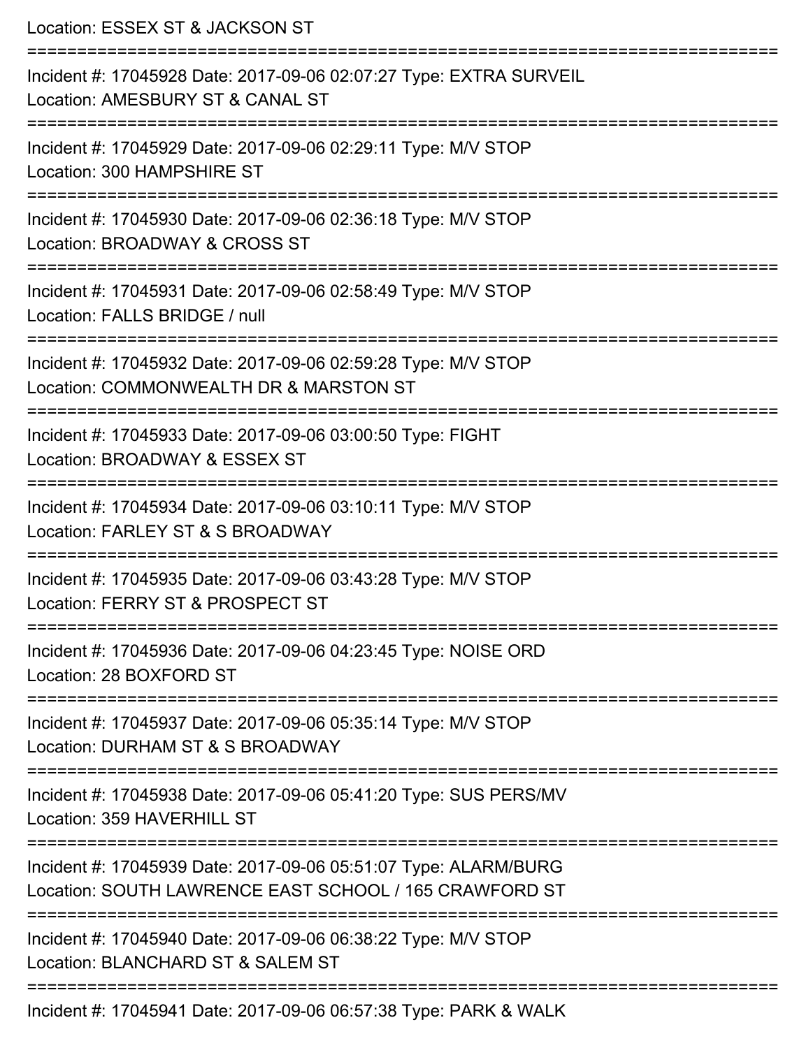Location: ESSEX ST & JACKSON ST

===========================================================================

Incident #: 17045928 Date: 2017-09-06 02:07:27 Type: EXTRA SURVEIL
Location: AMESBURY ST & CANAL ST

===========================================================================

Incident #: 17045929 Date: 2017-09-06 02:29:11 Type: M/V STOP
Location: 300 HAMPSHIRE ST

===========================================================================

Incident #: 17045930 Date: 2017-09-06 02:36:18 Type: M/V STOP
Location: BROADWAY & CROSS ST

===========================================================================

Incident #: 17045931 Date: 2017-09-06 02:58:49 Type: M/V STOP
Location: FALLS BRIDGE / null

===========================================================================

Incident #: 17045932 Date: 2017-09-06 02:59:28 Type: M/V STOP
Location: COMMONWEALTH DR & MARSTON ST

===========================================================================

Incident #: 17045933 Date: 2017-09-06 03:00:50 Type: FIGHT
Location: BROADWAY & ESSEX ST

===========================================================================

Incident #: 17045934 Date: 2017-09-06 03:10:11 Type: M/V STOP
Location: FARLEY ST & S BROADWAY

===========================================================================

Incident #: 17045935 Date: 2017-09-06 03:43:28 Type: M/V STOP
Location: FERRY ST & PROSPECT ST

===========================================================================

Incident #: 17045936 Date: 2017-09-06 04:23:45 Type: NOISE ORD
Location: 28 BOXFORD ST

===========================================================================

Incident #: 17045937 Date: 2017-09-06 05:35:14 Type: M/V STOP
Location: DURHAM ST & S BROADWAY

===========================================================================

Incident #: 17045938 Date: 2017-09-06 05:41:20 Type: SUS PERS/MV
Location: 359 HAVERHILL ST

===========================================================================

Incident #: 17045939 Date: 2017-09-06 05:51:07 Type: ALARM/BURG
Location: SOUTH LAWRENCE EAST SCHOOL / 165 CRAWFORD ST

===========================================================================

Incident #: 17045940 Date: 2017-09-06 06:38:22 Type: M/V STOP
Location: BLANCHARD ST & SALEM ST

===========================================================================

Incident #: 17045941 Date: 2017-09-06 06:57:38 Type: PARK & WALK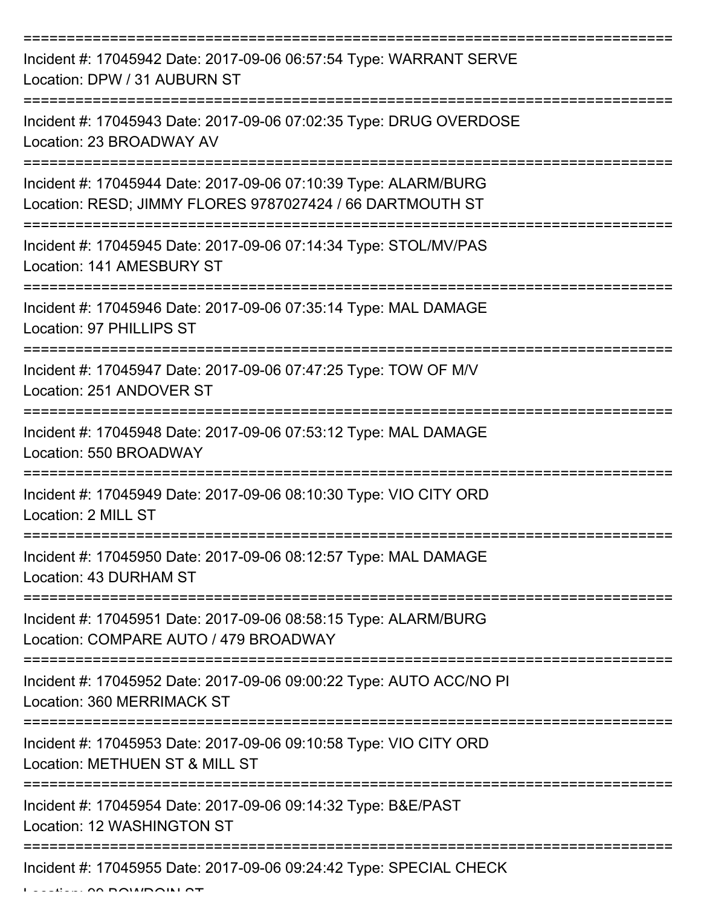===========================================================================
Incident #: 17045942 Date: 2017-09-06 06:57:54 Type: WARRANT SERVE
Location: DPW / 31 AUBURN ST
===========================================================================
Incident #: 17045943 Date: 2017-09-06 07:02:35 Type: DRUG OVERDOSE
Location: 23 BROADWAY AV
===========================================================================
Incident #: 17045944 Date: 2017-09-06 07:10:39 Type: ALARM/BURG
Location: RESD; JIMMY FLORES 9787027424 / 66 DARTMOUTH ST
===========================================================================
Incident #: 17045945 Date: 2017-09-06 07:14:34 Type: STOL/MV/PAS
Location: 141 AMESBURY ST
===========================================================================
Incident #: 17045946 Date: 2017-09-06 07:35:14 Type: MAL DAMAGE
Location: 97 PHILLIPS ST
===========================================================================
Incident #: 17045947 Date: 2017-09-06 07:47:25 Type: TOW OF M/V
Location: 251 ANDOVER ST
===========================================================================
Incident #: 17045948 Date: 2017-09-06 07:53:12 Type: MAL DAMAGE
Location: 550 BROADWAY
===========================================================================
Incident #: 17045949 Date: 2017-09-06 08:10:30 Type: VIO CITY ORD
Location: 2 MILL ST
===========================================================================
Incident #: 17045950 Date: 2017-09-06 08:12:57 Type: MAL DAMAGE
Location: 43 DURHAM ST
===========================================================================
Incident #: 17045951 Date: 2017-09-06 08:58:15 Type: ALARM/BURG
Location: COMPARE AUTO / 479 BROADWAY
===========================================================================
Incident #: 17045952 Date: 2017-09-06 09:00:22 Type: AUTO ACC/NO PI
Location: 360 MERRIMACK ST
===========================================================================
Incident #: 17045953 Date: 2017-09-06 09:10:58 Type: VIO CITY ORD
Location: METHUEN ST & MILL ST
===========================================================================
Incident #: 17045954 Date: 2017-09-06 09:14:32 Type: B&E/PAST
Location: 12 WASHINGTON ST
===========================================================================
Incident #: 17045955 Date: 2017-09-06 09:24:42 Type: SPECIAL CHECK
Location: 90 BOWDOIN ST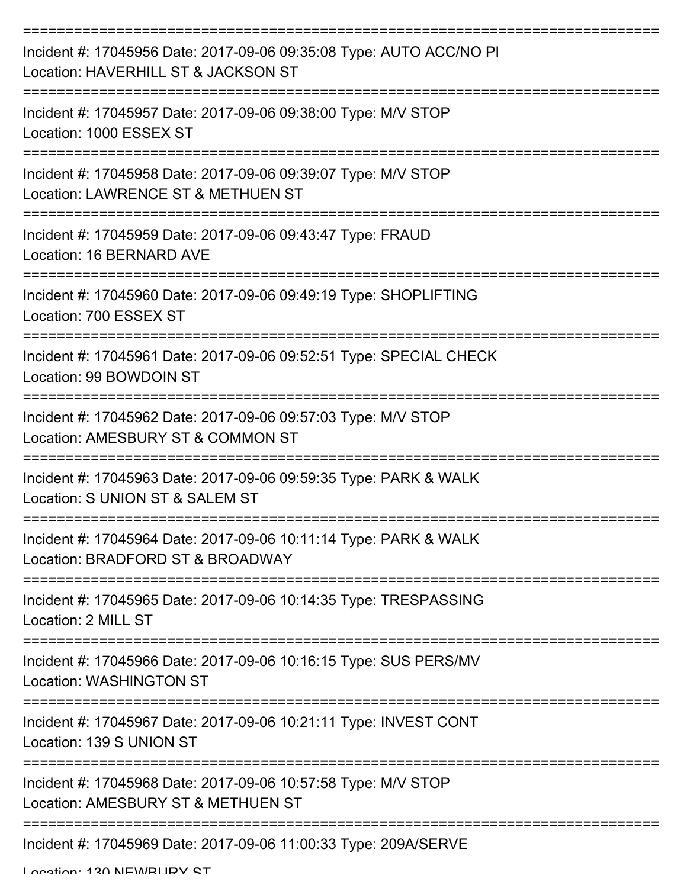===========================================================================
Incident #: 17045956 Date: 2017-09-06 09:35:08 Type: AUTO ACC/NO PI
Location: HAVERHILL ST & JACKSON ST
===========================================================================
Incident #: 17045957 Date: 2017-09-06 09:38:00 Type: M/V STOP
Location: 1000 ESSEX ST
===========================================================================
Incident #: 17045958 Date: 2017-09-06 09:39:07 Type: M/V STOP
Location: LAWRENCE ST & METHUEN ST
===========================================================================
Incident #: 17045959 Date: 2017-09-06 09:43:47 Type: FRAUD
Location: 16 BERNARD AVE
===========================================================================
Incident #: 17045960 Date: 2017-09-06 09:49:19 Type: SHOPLIFTING
Location: 700 ESSEX ST
===========================================================================
Incident #: 17045961 Date: 2017-09-06 09:52:51 Type: SPECIAL CHECK
Location: 99 BOWDOIN ST
===========================================================================
Incident #: 17045962 Date: 2017-09-06 09:57:03 Type: M/V STOP
Location: AMESBURY ST & COMMON ST
===========================================================================
Incident #: 17045963 Date: 2017-09-06 09:59:35 Type: PARK & WALK
Location: S UNION ST & SALEM ST
===========================================================================
Incident #: 17045964 Date: 2017-09-06 10:11:14 Type: PARK & WALK
Location: BRADFORD ST & BROADWAY
===========================================================================
Incident #: 17045965 Date: 2017-09-06 10:14:35 Type: TRESPASSING
Location: 2 MILL ST
===========================================================================
Incident #: 17045966 Date: 2017-09-06 10:16:15 Type: SUS PERS/MV
Location: WASHINGTON ST
===========================================================================
Incident #: 17045967 Date: 2017-09-06 10:21:11 Type: INVEST CONT
Location: 139 S UNION ST
===========================================================================
Incident #: 17045968 Date: 2017-09-06 10:57:58 Type: M/V STOP
Location: AMESBURY ST & METHUEN ST
===========================================================================
Incident #: 17045969 Date: 2017-09-06 11:00:33 Type: 209A/SERVE
Location: 130 NEWBURY ST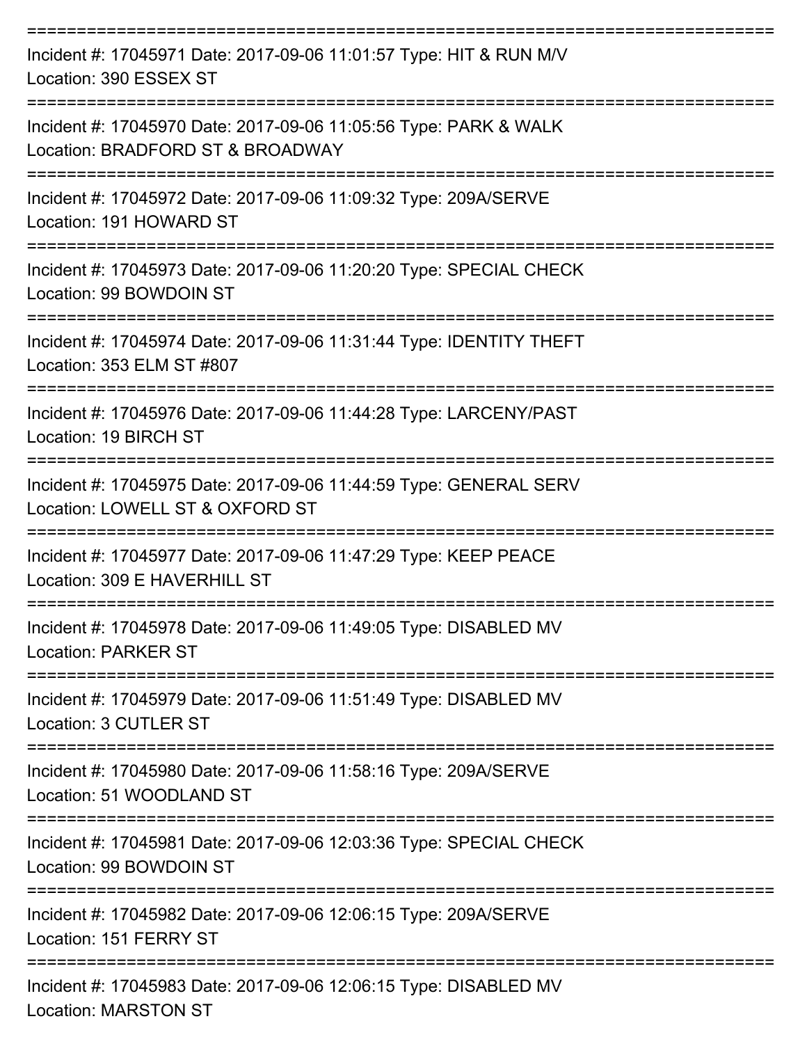===========================================================================
Incident #: 17045971 Date: 2017-09-06 11:01:57 Type: HIT & RUN M/V
Location: 390 ESSEX ST
===========================================================================
Incident #: 17045970 Date: 2017-09-06 11:05:56 Type: PARK & WALK
Location: BRADFORD ST & BROADWAY
===========================================================================
Incident #: 17045972 Date: 2017-09-06 11:09:32 Type: 209A/SERVE
Location: 191 HOWARD ST
===========================================================================
Incident #: 17045973 Date: 2017-09-06 11:20:20 Type: SPECIAL CHECK
Location: 99 BOWDOIN ST
===========================================================================
Incident #: 17045974 Date: 2017-09-06 11:31:44 Type: IDENTITY THEFT
Location: 353 ELM ST #807
===========================================================================
Incident #: 17045976 Date: 2017-09-06 11:44:28 Type: LARCENY/PAST
Location: 19 BIRCH ST
===========================================================================
Incident #: 17045975 Date: 2017-09-06 11:44:59 Type: GENERAL SERV
Location: LOWELL ST & OXFORD ST
===========================================================================
Incident #: 17045977 Date: 2017-09-06 11:47:29 Type: KEEP PEACE
Location: 309 E HAVERHILL ST
===========================================================================
Incident #: 17045978 Date: 2017-09-06 11:49:05 Type: DISABLED MV
Location: PARKER ST
===========================================================================
Incident #: 17045979 Date: 2017-09-06 11:51:49 Type: DISABLED MV
Location: 3 CUTLER ST
===========================================================================
Incident #: 17045980 Date: 2017-09-06 11:58:16 Type: 209A/SERVE
Location: 51 WOODLAND ST
===========================================================================
Incident #: 17045981 Date: 2017-09-06 12:03:36 Type: SPECIAL CHECK
Location: 99 BOWDOIN ST
===========================================================================
Incident #: 17045982 Date: 2017-09-06 12:06:15 Type: 209A/SERVE
Location: 151 FERRY ST
===========================================================================
Incident #: 17045983 Date: 2017-09-06 12:06:15 Type: DISABLED MV
Location: MARSTON ST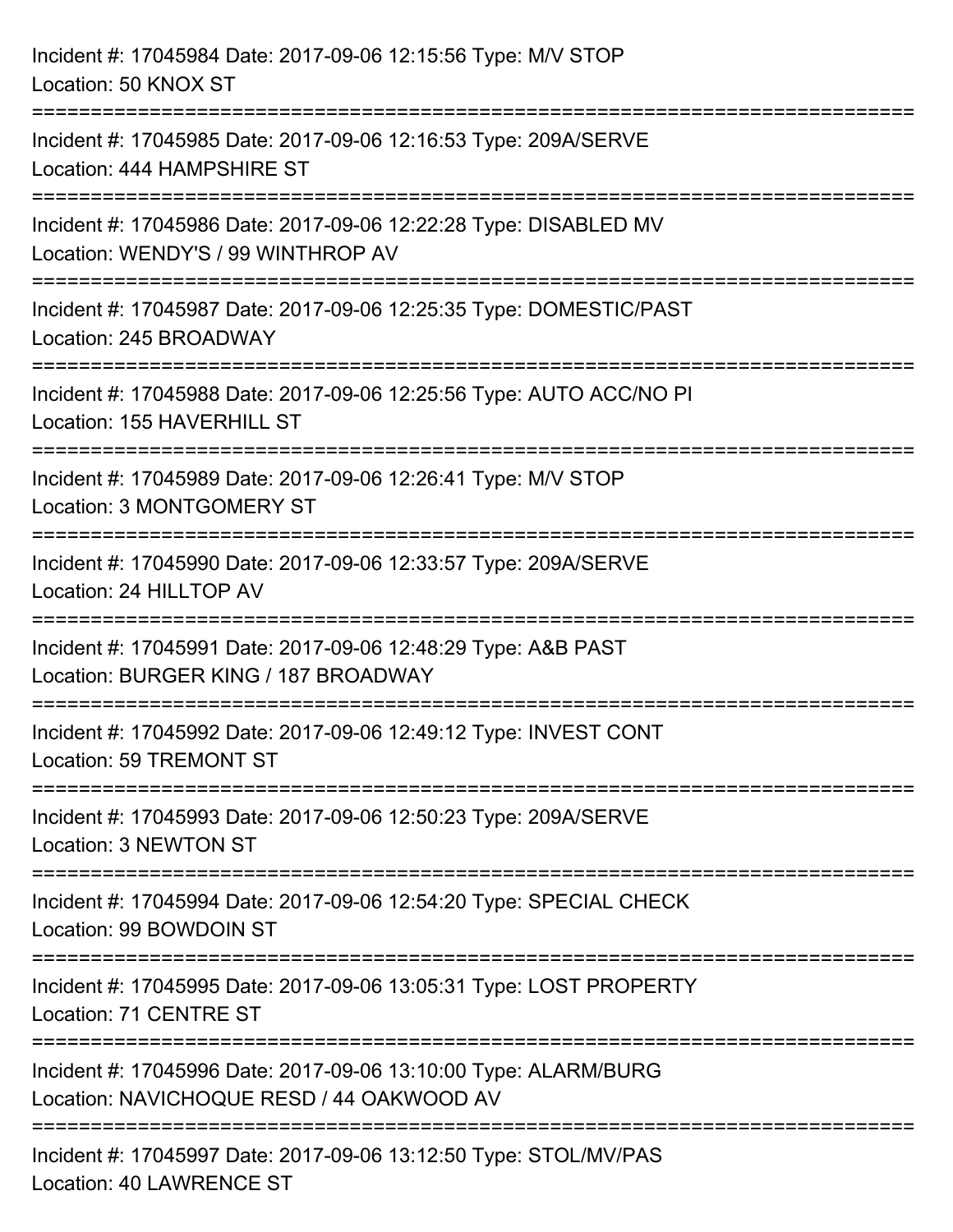Incident #: 17045984 Date: 2017-09-06 12:15:56 Type: M/V STOP
Location: 50 KNOX ST

===========================================================================

Incident #: 17045985 Date: 2017-09-06 12:16:53 Type: 209A/SERVE
Location: 444 HAMPSHIRE ST

===========================================================================

Incident #: 17045986 Date: 2017-09-06 12:22:28 Type: DISABLED MV
Location: WENDY'S / 99 WINTHROP AV

===========================================================================

Incident #: 17045987 Date: 2017-09-06 12:25:35 Type: DOMESTIC/PAST
Location: 245 BROADWAY

===========================================================================

Incident #: 17045988 Date: 2017-09-06 12:25:56 Type: AUTO ACC/NO PI
Location: 155 HAVERHILL ST

===========================================================================

Incident #: 17045989 Date: 2017-09-06 12:26:41 Type: M/V STOP
Location: 3 MONTGOMERY ST

===========================================================================

Incident #: 17045990 Date: 2017-09-06 12:33:57 Type: 209A/SERVE
Location: 24 HILLTOP AV

===========================================================================

Incident #: 17045991 Date: 2017-09-06 12:48:29 Type: A&B PAST
Location: BURGER KING / 187 BROADWAY

===========================================================================

Incident #: 17045992 Date: 2017-09-06 12:49:12 Type: INVEST CONT
Location: 59 TREMONT ST

===========================================================================

Incident #: 17045993 Date: 2017-09-06 12:50:23 Type: 209A/SERVE
Location: 3 NEWTON ST

===========================================================================

Incident #: 17045994 Date: 2017-09-06 12:54:20 Type: SPECIAL CHECK
Location: 99 BOWDOIN ST

===========================================================================

Incident #: 17045995 Date: 2017-09-06 13:05:31 Type: LOST PROPERTY
Location: 71 CENTRE ST

===========================================================================

Incident #: 17045996 Date: 2017-09-06 13:10:00 Type: ALARM/BURG
Location: NAVICHOQUE RESD / 44 OAKWOOD AV

===========================================================================

Incident #: 17045997 Date: 2017-09-06 13:12:50 Type: STOL/MV/PAS
Location: 40 LAWRENCE ST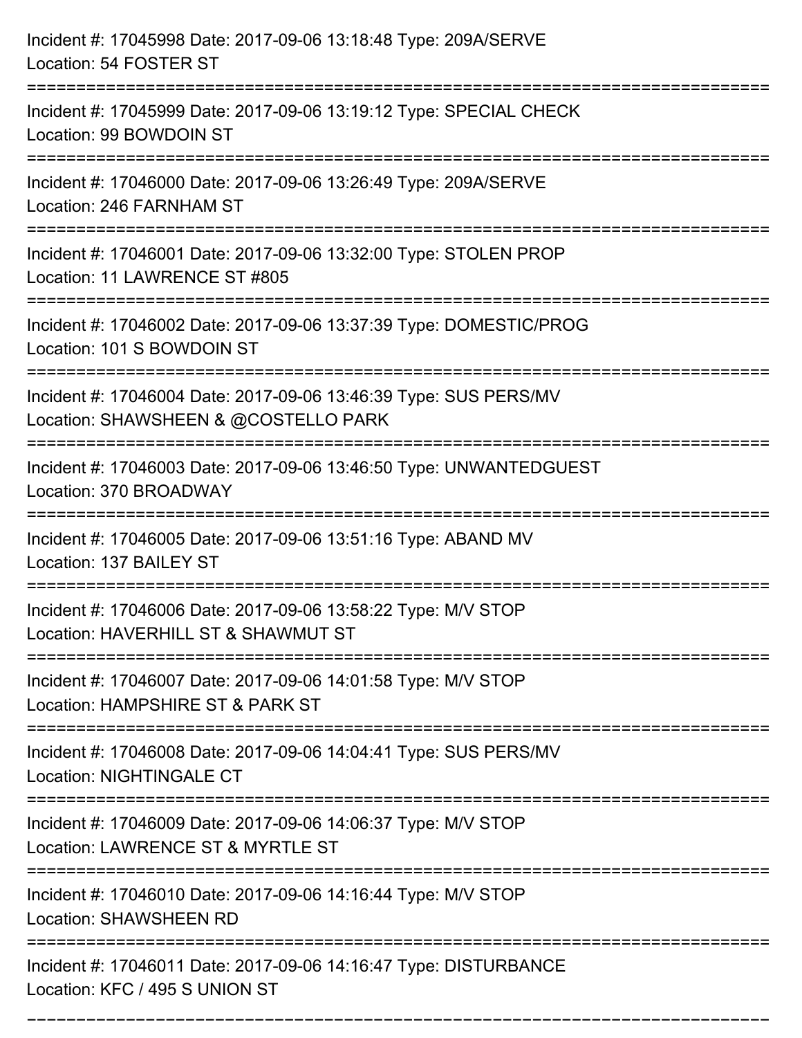Incident #: 17045998 Date: 2017-09-06 13:18:48 Type: 209A/SERVE
Location: 54 FOSTER ST

===========================================================================

Incident #: 17045999 Date: 2017-09-06 13:19:12 Type: SPECIAL CHECK
Location: 99 BOWDOIN ST

===========================================================================

Incident #: 17046000 Date: 2017-09-06 13:26:49 Type: 209A/SERVE
Location: 246 FARNHAM ST

===========================================================================

Incident #: 17046001 Date: 2017-09-06 13:32:00 Type: STOLEN PROP
Location: 11 LAWRENCE ST #805

===========================================================================

Incident #: 17046002 Date: 2017-09-06 13:37:39 Type: DOMESTIC/PROG
Location: 101 S BOWDOIN ST

===========================================================================

Incident #: 17046004 Date: 2017-09-06 13:46:39 Type: SUS PERS/MV
Location: SHAWSHEEN & @COSTELLO PARK

===========================================================================

Incident #: 17046003 Date: 2017-09-06 13:46:50 Type: UNWANTEDGUEST
Location: 370 BROADWAY

===========================================================================

Incident #: 17046005 Date: 2017-09-06 13:51:16 Type: ABAND MV
Location: 137 BAILEY ST

===========================================================================

Incident #: 17046006 Date: 2017-09-06 13:58:22 Type: M/V STOP
Location: HAVERHILL ST & SHAWMUT ST

===========================================================================

Incident #: 17046007 Date: 2017-09-06 14:01:58 Type: M/V STOP
Location: HAMPSHIRE ST & PARK ST

===========================================================================

Incident #: 17046008 Date: 2017-09-06 14:04:41 Type: SUS PERS/MV
Location: NIGHTINGALE CT

===========================================================================

Incident #: 17046009 Date: 2017-09-06 14:06:37 Type: M/V STOP
Location: LAWRENCE ST & MYRTLE ST

===========================================================================

Incident #: 17046010 Date: 2017-09-06 14:16:44 Type: M/V STOP
Location: SHAWSHEEN RD

===========================================================================

Incident #: 17046011 Date: 2017-09-06 14:16:47 Type: DISTURBANCE
Location: KFC / 495 S UNION ST

===========================================================================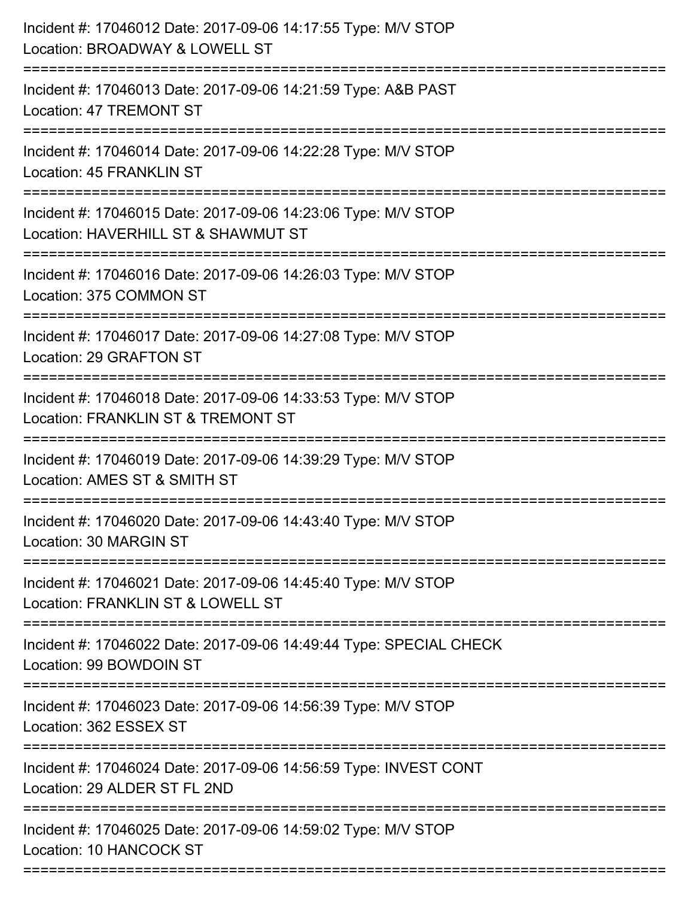Incident #: 17046012 Date: 2017-09-06 14:17:55 Type: M/V STOP
Location: BROADWAY & LOWELL ST

===========================================================================

Incident #: 17046013 Date: 2017-09-06 14:21:59 Type: A&B PAST
Location: 47 TREMONT ST

===========================================================================

Incident #: 17046014 Date: 2017-09-06 14:22:28 Type: M/V STOP
Location: 45 FRANKLIN ST

===========================================================================

Incident #: 17046015 Date: 2017-09-06 14:23:06 Type: M/V STOP
Location: HAVERHILL ST & SHAWMUT ST

===========================================================================

Incident #: 17046016 Date: 2017-09-06 14:26:03 Type: M/V STOP
Location: 375 COMMON ST

===========================================================================

Incident #: 17046017 Date: 2017-09-06 14:27:08 Type: M/V STOP
Location: 29 GRAFTON ST

===========================================================================

Incident #: 17046018 Date: 2017-09-06 14:33:53 Type: M/V STOP
Location: FRANKLIN ST & TREMONT ST

===========================================================================

Incident #: 17046019 Date: 2017-09-06 14:39:29 Type: M/V STOP
Location: AMES ST & SMITH ST

===========================================================================

Incident #: 17046020 Date: 2017-09-06 14:43:40 Type: M/V STOP
Location: 30 MARGIN ST

===========================================================================

Incident #: 17046021 Date: 2017-09-06 14:45:40 Type: M/V STOP
Location: FRANKLIN ST & LOWELL ST

===========================================================================

Incident #: 17046022 Date: 2017-09-06 14:49:44 Type: SPECIAL CHECK
Location: 99 BOWDOIN ST

===========================================================================

Incident #: 17046023 Date: 2017-09-06 14:56:39 Type: M/V STOP
Location: 362 ESSEX ST

===========================================================================

Incident #: 17046024 Date: 2017-09-06 14:56:59 Type: INVEST CONT
Location: 29 ALDER ST FL 2ND

===========================================================================

Incident #: 17046025 Date: 2017-09-06 14:59:02 Type: M/V STOP
Location: 10 HANCOCK ST

===========================================================================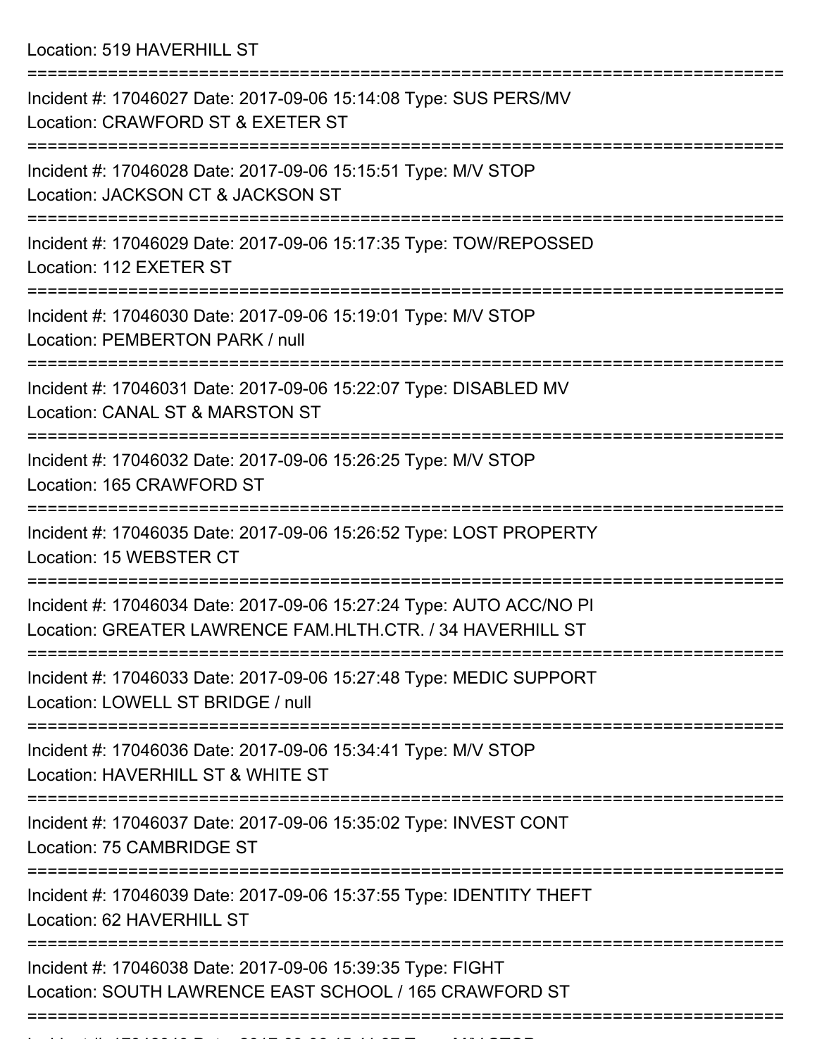Location: 519 HAVERHILL ST

===========================================================================

Incident #: 17046027 Date: 2017-09-06 15:14:08 Type: SUS PERS/MV

Location: CRAWFORD ST & EXETER ST

===========================================================================

Incident #: 17046028 Date: 2017-09-06 15:15:51 Type: M/V STOP

Location: JACKSON CT & JACKSON ST

===========================================================================

Incident #: 17046029 Date: 2017-09-06 15:17:35 Type: TOW/REPOSSED

Location: 112 EXETER ST

===========================================================================

Incident #: 17046030 Date: 2017-09-06 15:19:01 Type: M/V STOP

Location: PEMBERTON PARK / null

===========================================================================

Incident #: 17046031 Date: 2017-09-06 15:22:07 Type: DISABLED MV

Location: CANAL ST & MARSTON ST

===========================================================================

Incident #: 17046032 Date: 2017-09-06 15:26:25 Type: M/V STOP

Location: 165 CRAWFORD ST

===========================================================================

Incident #: 17046035 Date: 2017-09-06 15:26:52 Type: LOST PROPERTY

Location: 15 WEBSTER CT

===========================================================================

Incident #: 17046034 Date: 2017-09-06 15:27:24 Type: AUTO ACC/NO PI

Location: GREATER LAWRENCE FAM.HLTH.CTR. / 34 HAVERHILL ST

===========================================================================

Incident #: 17046033 Date: 2017-09-06 15:27:48 Type: MEDIC SUPPORT

Location: LOWELL ST BRIDGE / null

===========================================================================

Incident #: 17046036 Date: 2017-09-06 15:34:41 Type: M/V STOP

Location: HAVERHILL ST & WHITE ST

===========================================================================

Incident #: 17046037 Date: 2017-09-06 15:35:02 Type: INVEST CONT

Location: 75 CAMBRIDGE ST

===========================================================================

Incident #: 17046039 Date: 2017-09-06 15:37:55 Type: IDENTITY THEFT

Location: 62 HAVERHILL ST

===========================================================================

Incident #: 17046038 Date: 2017-09-06 15:39:35 Type: FIGHT

Location: SOUTH LAWRENCE EAST SCHOOL / 165 CRAWFORD ST

===========================================================================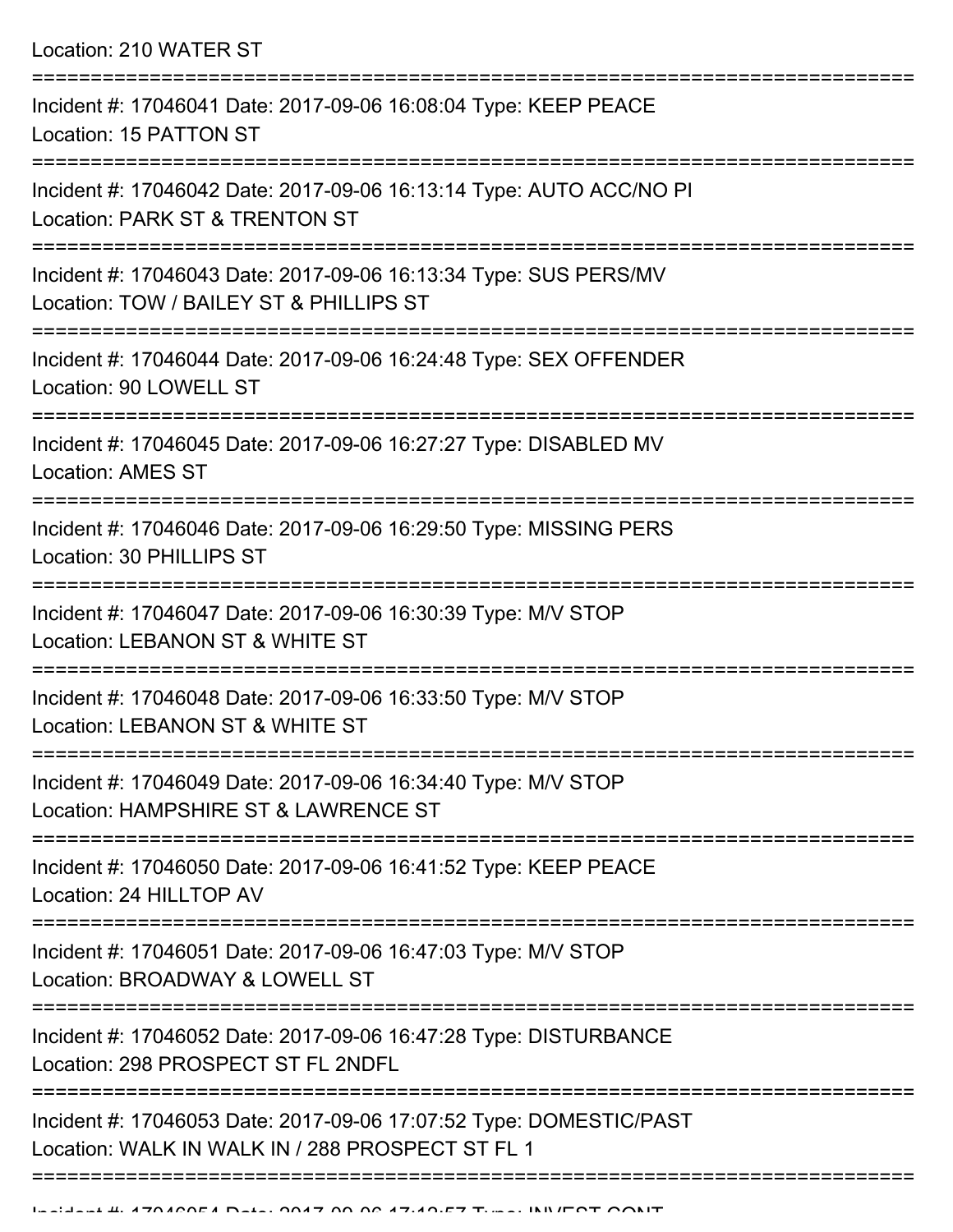Location: 210 WATER ST

===========================================================================

Incident #: 17046041 Date: 2017-09-06 16:08:04 Type: KEEP PEACE
Location: 15 PATTON ST

===========================================================================

Incident #: 17046042 Date: 2017-09-06 16:13:14 Type: AUTO ACC/NO PI
Location: PARK ST & TRENTON ST

===========================================================================

Incident #: 17046043 Date: 2017-09-06 16:13:34 Type: SUS PERS/MV
Location: TOW / BAILEY ST & PHILLIPS ST

===========================================================================

Incident #: 17046044 Date: 2017-09-06 16:24:48 Type: SEX OFFENDER
Location: 90 LOWELL ST

===========================================================================

Incident #: 17046045 Date: 2017-09-06 16:27:27 Type: DISABLED MV
Location: AMES ST

===========================================================================

Incident #: 17046046 Date: 2017-09-06 16:29:50 Type: MISSING PERS
Location: 30 PHILLIPS ST

===========================================================================

Incident #: 17046047 Date: 2017-09-06 16:30:39 Type: M/V STOP
Location: LEBANON ST & WHITE ST

===========================================================================

Incident #: 17046048 Date: 2017-09-06 16:33:50 Type: M/V STOP
Location: LEBANON ST & WHITE ST

===========================================================================

Incident #: 17046049 Date: 2017-09-06 16:34:40 Type: M/V STOP
Location: HAMPSHIRE ST & LAWRENCE ST

===========================================================================

Incident #: 17046050 Date: 2017-09-06 16:41:52 Type: KEEP PEACE
Location: 24 HILLTOP AV

===========================================================================

Incident #: 17046051 Date: 2017-09-06 16:47:03 Type: M/V STOP
Location: BROADWAY & LOWELL ST

===========================================================================

Incident #: 17046052 Date: 2017-09-06 16:47:28 Type: DISTURBANCE
Location: 298 PROSPECT ST FL 2NDFL

===========================================================================

Incident #: 17046053 Date: 2017-09-06 17:07:52 Type: DOMESTIC/PAST
Location: WALK IN WALK IN / 288 PROSPECT ST FL 1

===========================================================================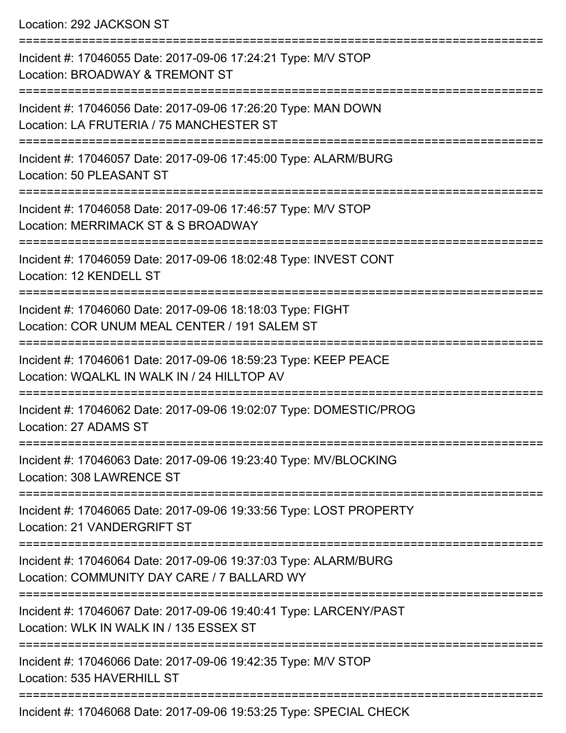Location: 292 JACKSON ST

===========================================================================

Incident #: 17046055 Date: 2017-09-06 17:24:21 Type: M/V STOP
Location: BROADWAY & TREMONT ST

===========================================================================

Incident #: 17046056 Date: 2017-09-06 17:26:20 Type: MAN DOWN
Location: LA FRUTERIA / 75 MANCHESTER ST

===========================================================================

Incident #: 17046057 Date: 2017-09-06 17:45:00 Type: ALARM/BURG
Location: 50 PLEASANT ST

===========================================================================

Incident #: 17046058 Date: 2017-09-06 17:46:57 Type: M/V STOP
Location: MERRIMACK ST & S BROADWAY

===========================================================================

Incident #: 17046059 Date: 2017-09-06 18:02:48 Type: INVEST CONT
Location: 12 KENDELL ST

===========================================================================

Incident #: 17046060 Date: 2017-09-06 18:18:03 Type: FIGHT
Location: COR UNUM MEAL CENTER / 191 SALEM ST

===========================================================================

Incident #: 17046061 Date: 2017-09-06 18:59:23 Type: KEEP PEACE
Location: WQALKL IN WALK IN / 24 HILLTOP AV

===========================================================================

Incident #: 17046062 Date: 2017-09-06 19:02:07 Type: DOMESTIC/PROG
Location: 27 ADAMS ST

===========================================================================

Incident #: 17046063 Date: 2017-09-06 19:23:40 Type: MV/BLOCKING
Location: 308 LAWRENCE ST

===========================================================================

Incident #: 17046065 Date: 2017-09-06 19:33:56 Type: LOST PROPERTY
Location: 21 VANDERGRIFT ST

===========================================================================

Incident #: 17046064 Date: 2017-09-06 19:37:03 Type: ALARM/BURG
Location: COMMUNITY DAY CARE / 7 BALLARD WY

===========================================================================

Incident #: 17046067 Date: 2017-09-06 19:40:41 Type: LARCENY/PAST
Location: WLK IN WALK IN / 135 ESSEX ST

===========================================================================

Incident #: 17046066 Date: 2017-09-06 19:42:35 Type: M/V STOP
Location: 535 HAVERHILL ST

===========================================================================

Incident #: 17046068 Date: 2017-09-06 19:53:25 Type: SPECIAL CHECK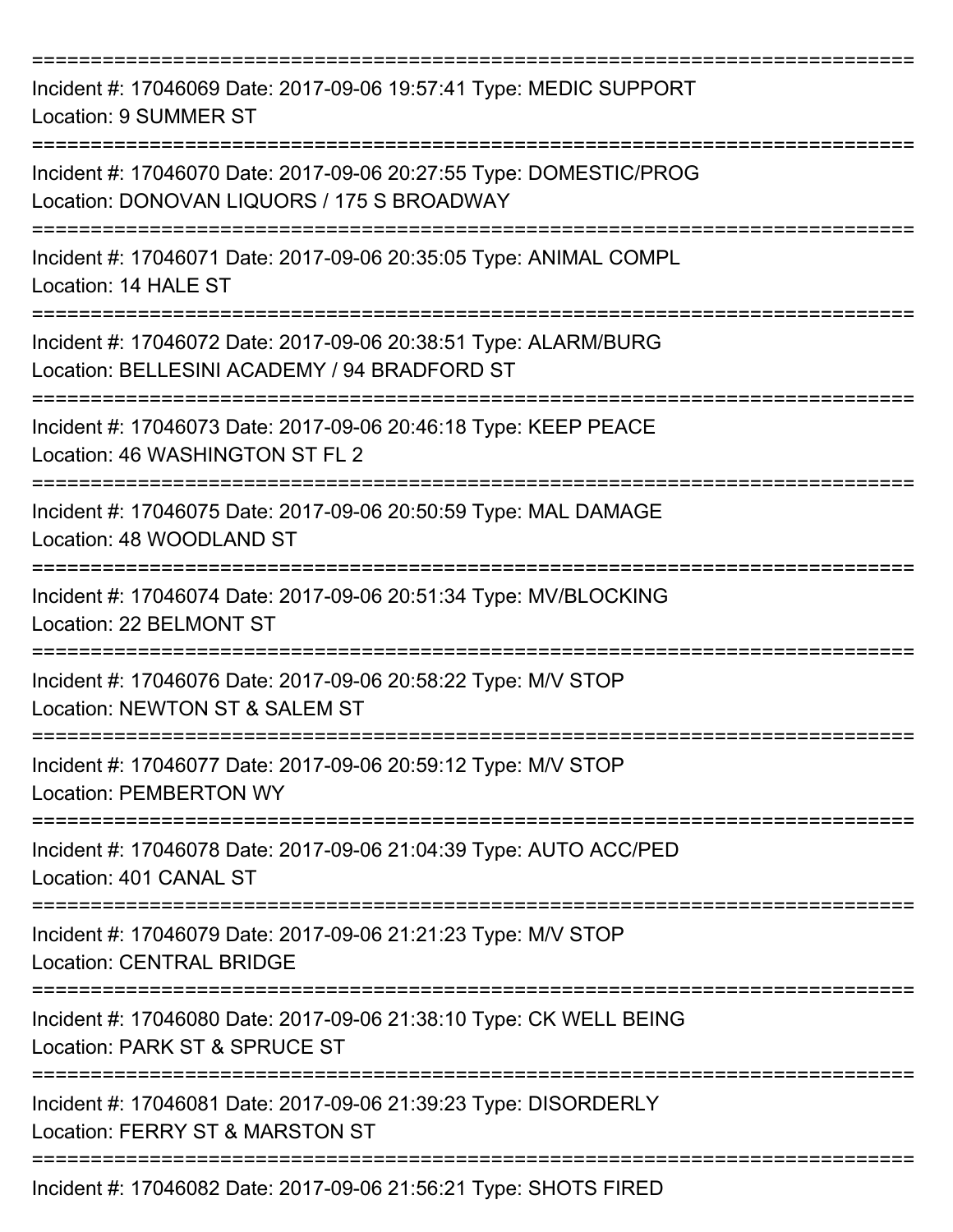===========================================================================

Incident #: 17046069 Date: 2017-09-06 19:57:41 Type: MEDIC SUPPORT
Location: 9 SUMMER ST

===========================================================================

Incident #: 17046070 Date: 2017-09-06 20:27:55 Type: DOMESTIC/PROG
Location: DONOVAN LIQUORS / 175 S BROADWAY

===========================================================================

Incident #: 17046071 Date: 2017-09-06 20:35:05 Type: ANIMAL COMPL
Location: 14 HALE ST

===========================================================================

Incident #: 17046072 Date: 2017-09-06 20:38:51 Type: ALARM/BURG
Location: BELLESINI ACADEMY / 94 BRADFORD ST

===========================================================================

Incident #: 17046073 Date: 2017-09-06 20:46:18 Type: KEEP PEACE
Location: 46 WASHINGTON ST FL 2

===========================================================================

Incident #: 17046075 Date: 2017-09-06 20:50:59 Type: MAL DAMAGE
Location: 48 WOODLAND ST

===========================================================================

Incident #: 17046074 Date: 2017-09-06 20:51:34 Type: MV/BLOCKING
Location: 22 BELMONT ST

===========================================================================

Incident #: 17046076 Date: 2017-09-06 20:58:22 Type: M/V STOP
Location: NEWTON ST & SALEM ST

===========================================================================

Incident #: 17046077 Date: 2017-09-06 20:59:12 Type: M/V STOP
Location: PEMBERTON WY

===========================================================================

Incident #: 17046078 Date: 2017-09-06 21:04:39 Type: AUTO ACC/PED
Location: 401 CANAL ST

===========================================================================

Incident #: 17046079 Date: 2017-09-06 21:21:23 Type: M/V STOP
Location: CENTRAL BRIDGE

===========================================================================

Incident #: 17046080 Date: 2017-09-06 21:38:10 Type: CK WELL BEING
Location: PARK ST & SPRUCE ST

===========================================================================

Incident #: 17046081 Date: 2017-09-06 21:39:23 Type: DISORDERLY
Location: FERRY ST & MARSTON ST

===========================================================================

Incident #: 17046082 Date: 2017-09-06 21:56:21 Type: SHOTS FIRED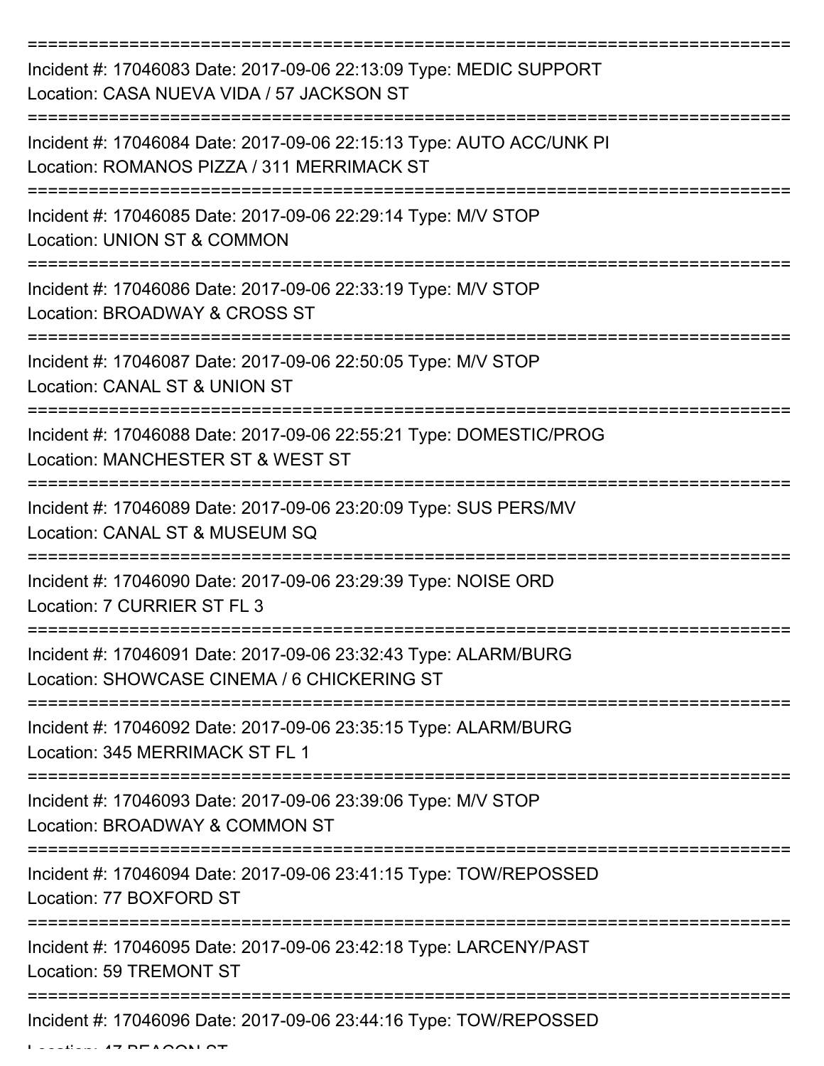===========================================================================

Incident #: 17046083 Date: 2017-09-06 22:13:09 Type: MEDIC SUPPORT
Location: CASA NUEVA VIDA / 57 JACKSON ST

===========================================================================

Incident #: 17046084 Date: 2017-09-06 22:15:13 Type: AUTO ACC/UNK PI
Location: ROMANOS PIZZA / 311 MERRIMACK ST

===========================================================================

Incident #: 17046085 Date: 2017-09-06 22:29:14 Type: M/V STOP
Location: UNION ST & COMMON

===========================================================================

Incident #: 17046086 Date: 2017-09-06 22:33:19 Type: M/V STOP
Location: BROADWAY & CROSS ST

===========================================================================

Incident #: 17046087 Date: 2017-09-06 22:50:05 Type: M/V STOP
Location: CANAL ST & UNION ST

===========================================================================

Incident #: 17046088 Date: 2017-09-06 22:55:21 Type: DOMESTIC/PROG
Location: MANCHESTER ST & WEST ST

===========================================================================

Incident #: 17046089 Date: 2017-09-06 23:20:09 Type: SUS PERS/MV
Location: CANAL ST & MUSEUM SQ

===========================================================================

Incident #: 17046090 Date: 2017-09-06 23:29:39 Type: NOISE ORD
Location: 7 CURRIER ST FL 3

===========================================================================

Incident #: 17046091 Date: 2017-09-06 23:32:43 Type: ALARM/BURG
Location: SHOWCASE CINEMA / 6 CHICKERING ST

===========================================================================

Incident #: 17046092 Date: 2017-09-06 23:35:15 Type: ALARM/BURG
Location: 345 MERRIMACK ST FL 1

===========================================================================

Incident #: 17046093 Date: 2017-09-06 23:39:06 Type: M/V STOP
Location: BROADWAY & COMMON ST

===========================================================================

Incident #: 17046094 Date: 2017-09-06 23:41:15 Type: TOW/REPOSSED
Location: 77 BOXFORD ST

===========================================================================

Incident #: 17046095 Date: 2017-09-06 23:42:18 Type: LARCENY/PAST
Location: 59 TREMONT ST

===========================================================================

Incident #: 17046096 Date: 2017-09-06 23:44:16 Type: TOW/REPOSSED
Location: 47 BEACON ST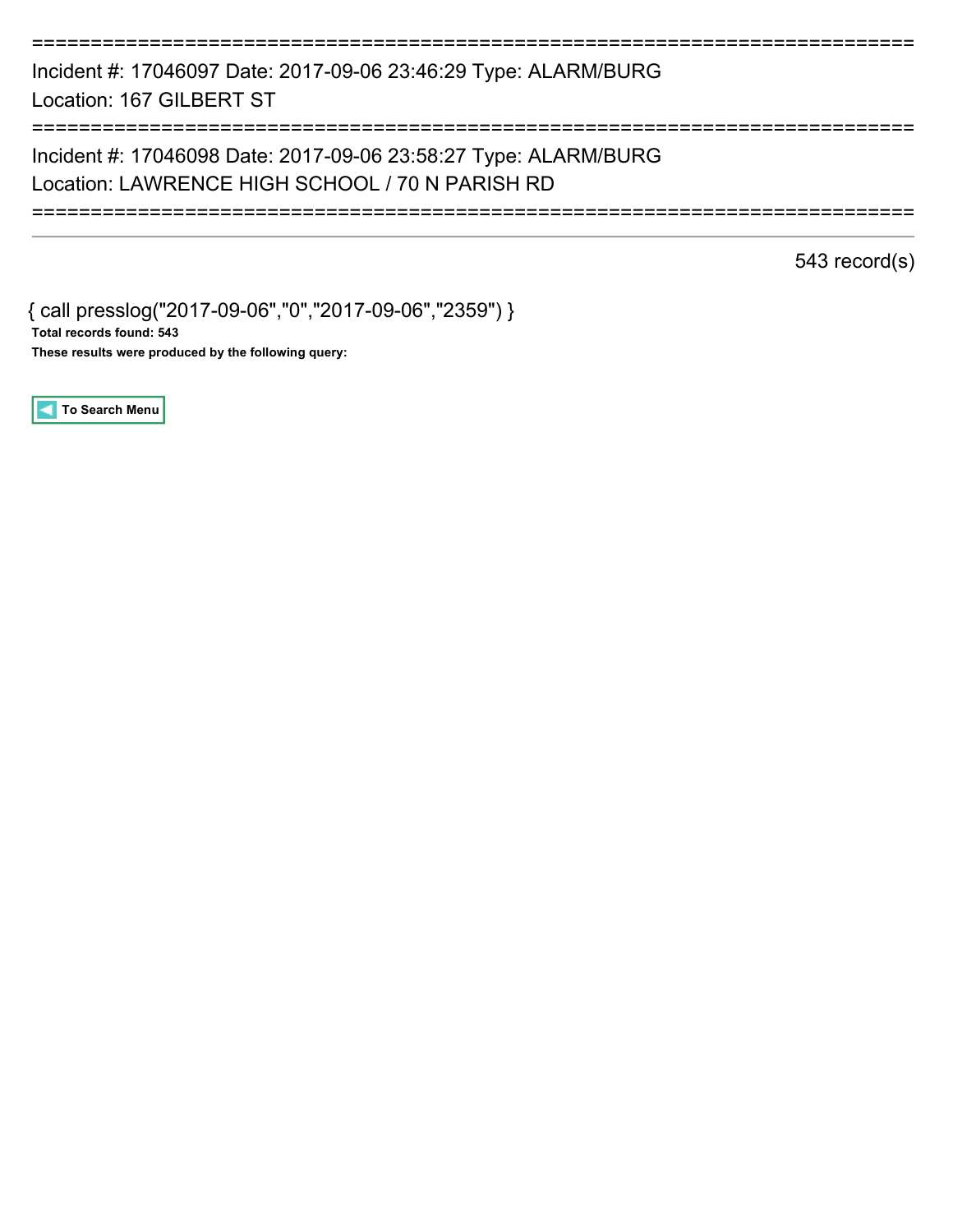===========================================================================

Incident #: 17046097 Date: 2017-09-06 23:46:29 Type: ALARM/BURG
Location: 167 GILBERT ST

===========================================================================

Incident #: 17046098 Date: 2017-09-06 23:58:27 Type: ALARM/BURG
Location: LAWRENCE HIGH SCHOOL / 70 N PARISH RD

===========================================================================

543 record(s)

{ call presslog("2017-09-06","0","2017-09-06","2359") }

**Total records found: 543**

**These results were produced by the following query:**

**To Search Menu**